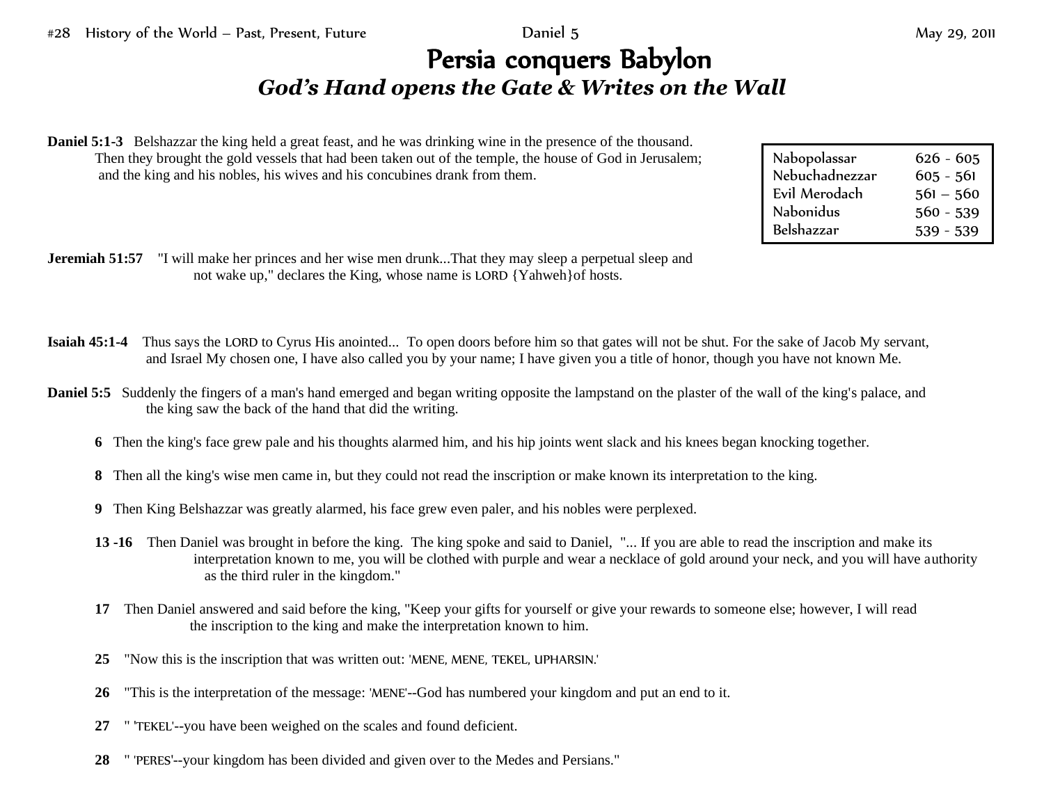#28 History of the World – Past, Present, Future — Daniel 5 — May 29, 2011

# Persia conquers Babylon

## *God's Hand opens the Gate & Writes on the Wall*

**Daniel 5:1-3** Belshazzar the king held a great feast, and he was drinking wine in the presence of the thousand. Then they brought the gold vessels that had been taken out of the temple, the house of God in Jerusalem; and the king and his nobles, his wives and his concubines drank from them.

| | |
|---|---|
| Nabopolassar | 626 - 605 |
| Nebuchadnezzar | 605 - 561 |
| Evil Merodach | 561 – 560 |
| Nabonidus | 560 - 539 |
| Belshazzar | 539 - 539 |

**Jeremiah 51:57** "I will make her princes and her wise men drunk...That they may sleep a perpetual sleep and not wake up," declares the King, whose name is LORD {Yahweh}of hosts.

**Isaiah 45:1-4** Thus says the LORD to Cyrus His anointed... To open doors before him so that gates will not be shut. For the sake of Jacob My servant, and Israel My chosen one, I have also called you by your name; I have given you a title of honor, though you have not known Me.

**Daniel 5:5** Suddenly the fingers of a man's hand emerged and began writing opposite the lampstand on the plaster of the wall of the king's palace, and the king saw the back of the hand that did the writing.

**6** Then the king's face grew pale and his thoughts alarmed him, and his hip joints went slack and his knees began knocking together.

**8** Then all the king's wise men came in, but they could not read the inscription or make known its interpretation to the king.

**9** Then King Belshazzar was greatly alarmed, his face grew even paler, and his nobles were perplexed.

**13 -16** Then Daniel was brought in before the king. The king spoke and said to Daniel, "... If you are able to read the inscription and make its interpretation known to me, you will be clothed with purple and wear a necklace of gold around your neck, and you will have authority as the third ruler in the kingdom."

**17** Then Daniel answered and said before the king, "Keep your gifts for yourself or give your rewards to someone else; however, I will read the inscription to the king and make the interpretation known to him.

**25** "Now this is the inscription that was written out: 'MENE, MENE, TEKEL, UPHARSIN.'

**26** "This is the interpretation of the message: 'MENE'--God has numbered your kingdom and put an end to it.

**27** " 'TEKEL'--you have been weighed on the scales and found deficient.

**28** " 'PERES'--your kingdom has been divided and given over to the Medes and Persians."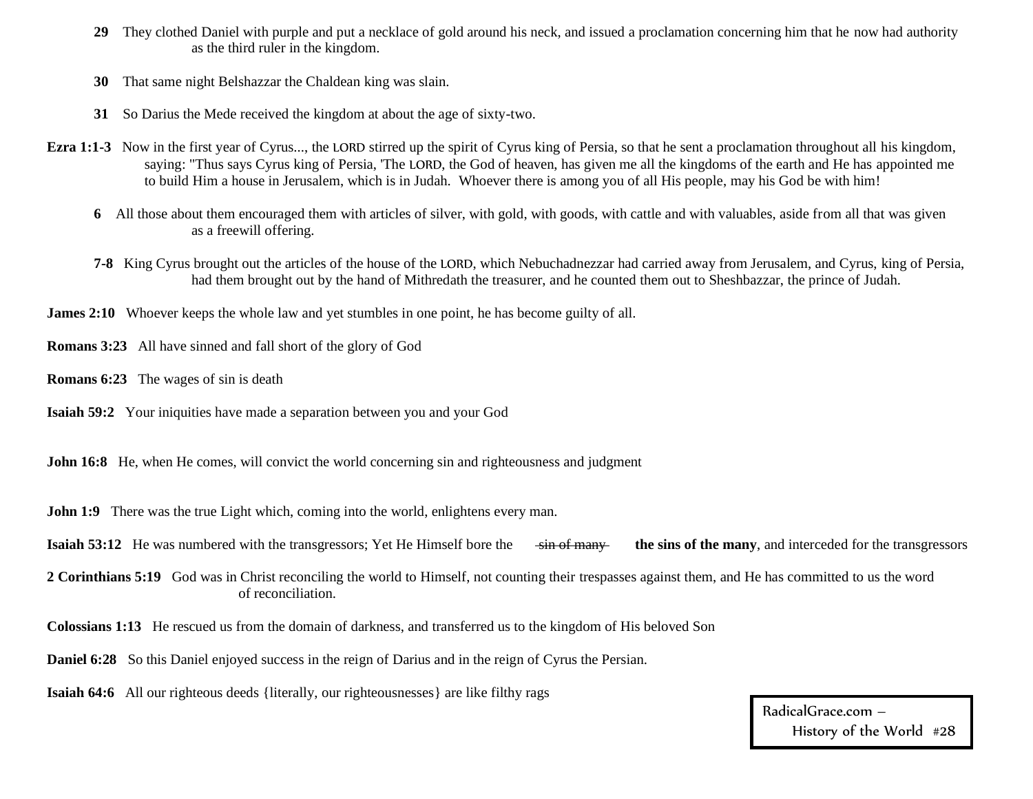**29** They clothed Daniel with purple and put a necklace of gold around his neck, and issued a proclamation concerning him that he now had authority as the third ruler in the kingdom.

**30** That same night Belshazzar the Chaldean king was slain.

**31** So Darius the Mede received the kingdom at about the age of sixty-two.

**Ezra 1:1-3** Now in the first year of Cyrus..., the LORD stirred up the spirit of Cyrus king of Persia, so that he sent a proclamation throughout all his kingdom, saying: "Thus says Cyrus king of Persia, 'The LORD, the God of heaven, has given me all the kingdoms of the earth and He has appointed me to build Him a house in Jerusalem, which is in Judah. Whoever there is among you of all His people, may his God be with him!

**6** All those about them encouraged them with articles of silver, with gold, with goods, with cattle and with valuables, aside from all that was given as a freewill offering.

**7-8** King Cyrus brought out the articles of the house of the LORD, which Nebuchadnezzar had carried away from Jerusalem, and Cyrus, king of Persia, had them brought out by the hand of Mithredath the treasurer, and he counted them out to Sheshbazzar, the prince of Judah.

**James 2:10** Whoever keeps the whole law and yet stumbles in one point, he has become guilty of all.

**Romans 3:23** All have sinned and fall short of the glory of God

**Romans 6:23** The wages of sin is death

**Isaiah 59:2** Your iniquities have made a separation between you and your God

**John 16:8** He, when He comes, will convict the world concerning sin and righteousness and judgment

**John 1:9** There was the true Light which, coming into the world, enlightens every man.

**Isaiah 53:12** He was numbered with the transgressors; Yet He Himself bore the ~~sin of many~~ **the sins of the many**, and interceded for the transgressors

**2 Corinthians 5:19** God was in Christ reconciling the world to Himself, not counting their trespasses against them, and He has committed to us the word of reconciliation.

**Colossians 1:13** He rescued us from the domain of darkness, and transferred us to the kingdom of His beloved Son

**Daniel 6:28** So this Daniel enjoyed success in the reign of Darius and in the reign of Cyrus the Persian.

**Isaiah 64:6** All our righteous deeds {literally, our righteousnesses} are like filthy rags

RadicalGrace.com – History of the World #28